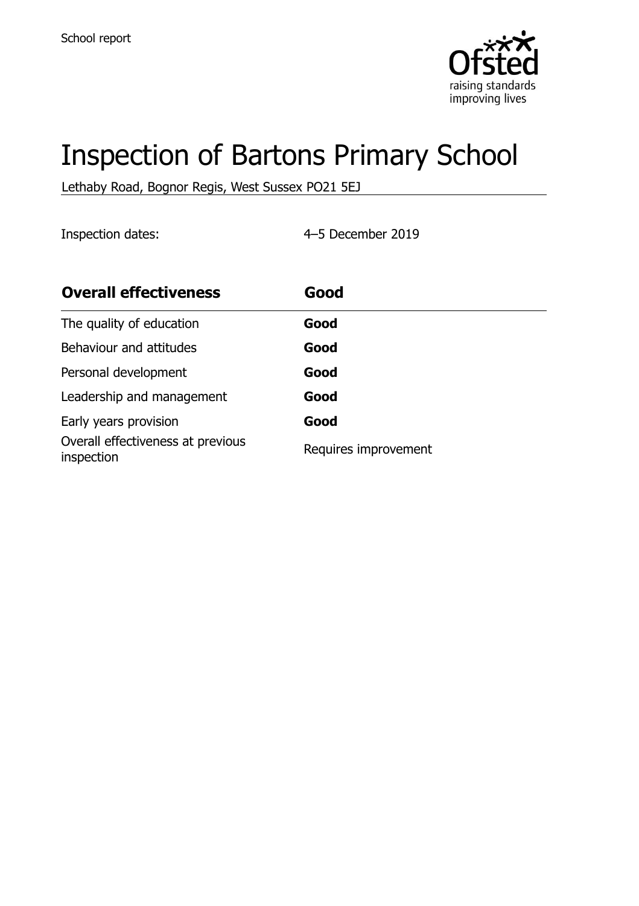School report

# Inspection of Bartons Primary School

Lethaby Road, Bognor Regis, West Sussex PO21 5EJ

Inspection dates: 4–5 December 2019

| **Overall effectiveness** | **Good** |
|---|---|
| The quality of education | **Good** |
| Behaviour and attitudes | **Good** |
| Personal development | **Good** |
| Leadership and management | **Good** |
| Early years provision | **Good** |
| Overall effectiveness at previous inspection | Requires improvement |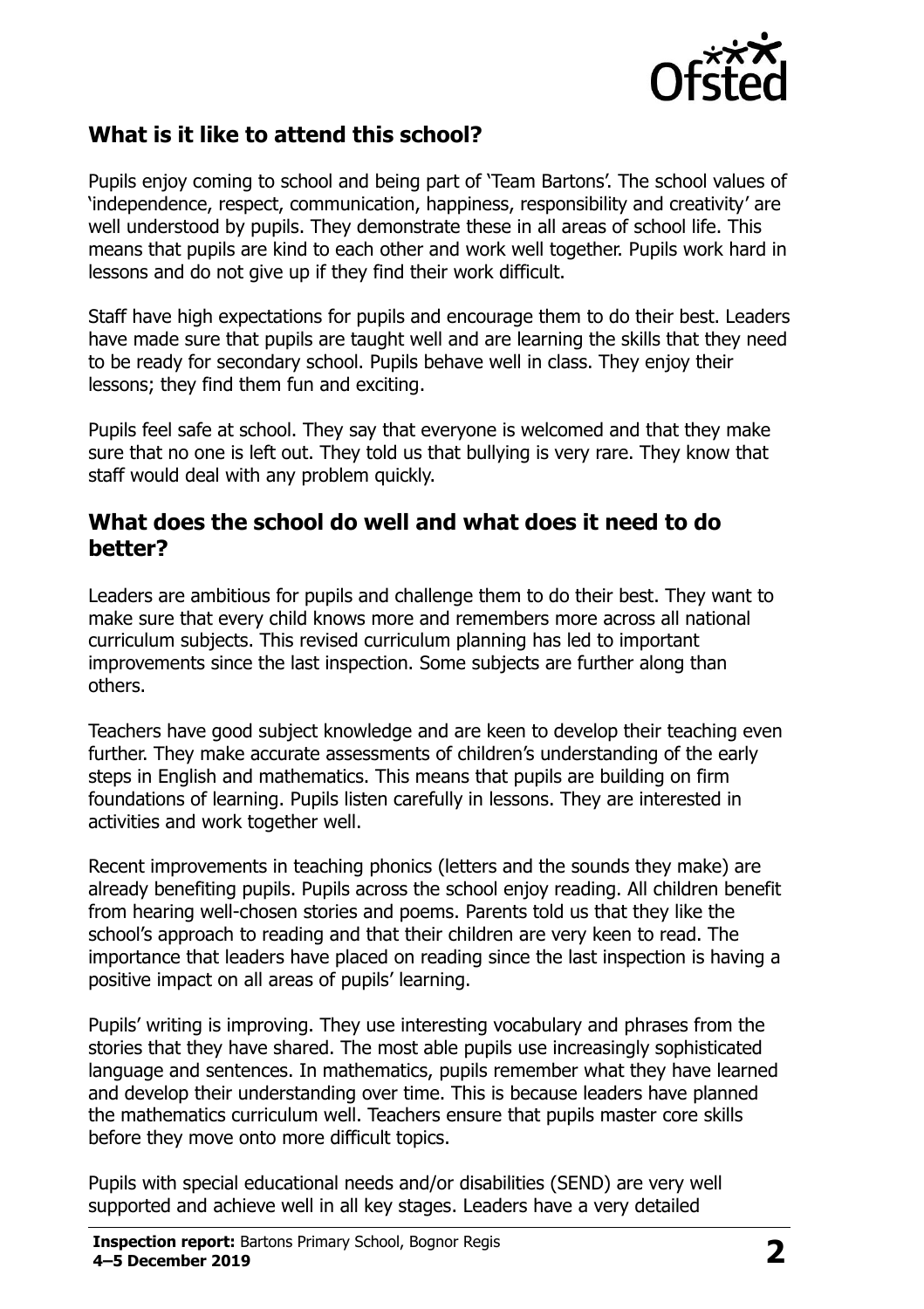## What is it like to attend this school?

Pupils enjoy coming to school and being part of 'Team Bartons'. The school values of 'independence, respect, communication, happiness, responsibility and creativity' are well understood by pupils. They demonstrate these in all areas of school life. This means that pupils are kind to each other and work well together. Pupils work hard in lessons and do not give up if they find their work difficult.

Staff have high expectations for pupils and encourage them to do their best. Leaders have made sure that pupils are taught well and are learning the skills that they need to be ready for secondary school. Pupils behave well in class. They enjoy their lessons; they find them fun and exciting.

Pupils feel safe at school. They say that everyone is welcomed and that they make sure that no one is left out. They told us that bullying is very rare. They know that staff would deal with any problem quickly.

## What does the school do well and what does it need to do better?

Leaders are ambitious for pupils and challenge them to do their best. They want to make sure that every child knows more and remembers more across all national curriculum subjects. This revised curriculum planning has led to important improvements since the last inspection. Some subjects are further along than others.

Teachers have good subject knowledge and are keen to develop their teaching even further. They make accurate assessments of children's understanding of the early steps in English and mathematics. This means that pupils are building on firm foundations of learning. Pupils listen carefully in lessons. They are interested in activities and work together well.

Recent improvements in teaching phonics (letters and the sounds they make) are already benefiting pupils. Pupils across the school enjoy reading. All children benefit from hearing well-chosen stories and poems. Parents told us that they like the school's approach to reading and that their children are very keen to read. The importance that leaders have placed on reading since the last inspection is having a positive impact on all areas of pupils' learning.

Pupils' writing is improving. They use interesting vocabulary and phrases from the stories that they have shared. The most able pupils use increasingly sophisticated language and sentences. In mathematics, pupils remember what they have learned and develop their understanding over time. This is because leaders have planned the mathematics curriculum well. Teachers ensure that pupils master core skills before they move onto more difficult topics.

Pupils with special educational needs and/or disabilities (SEND) are very well supported and achieve well in all key stages. Leaders have a very detailed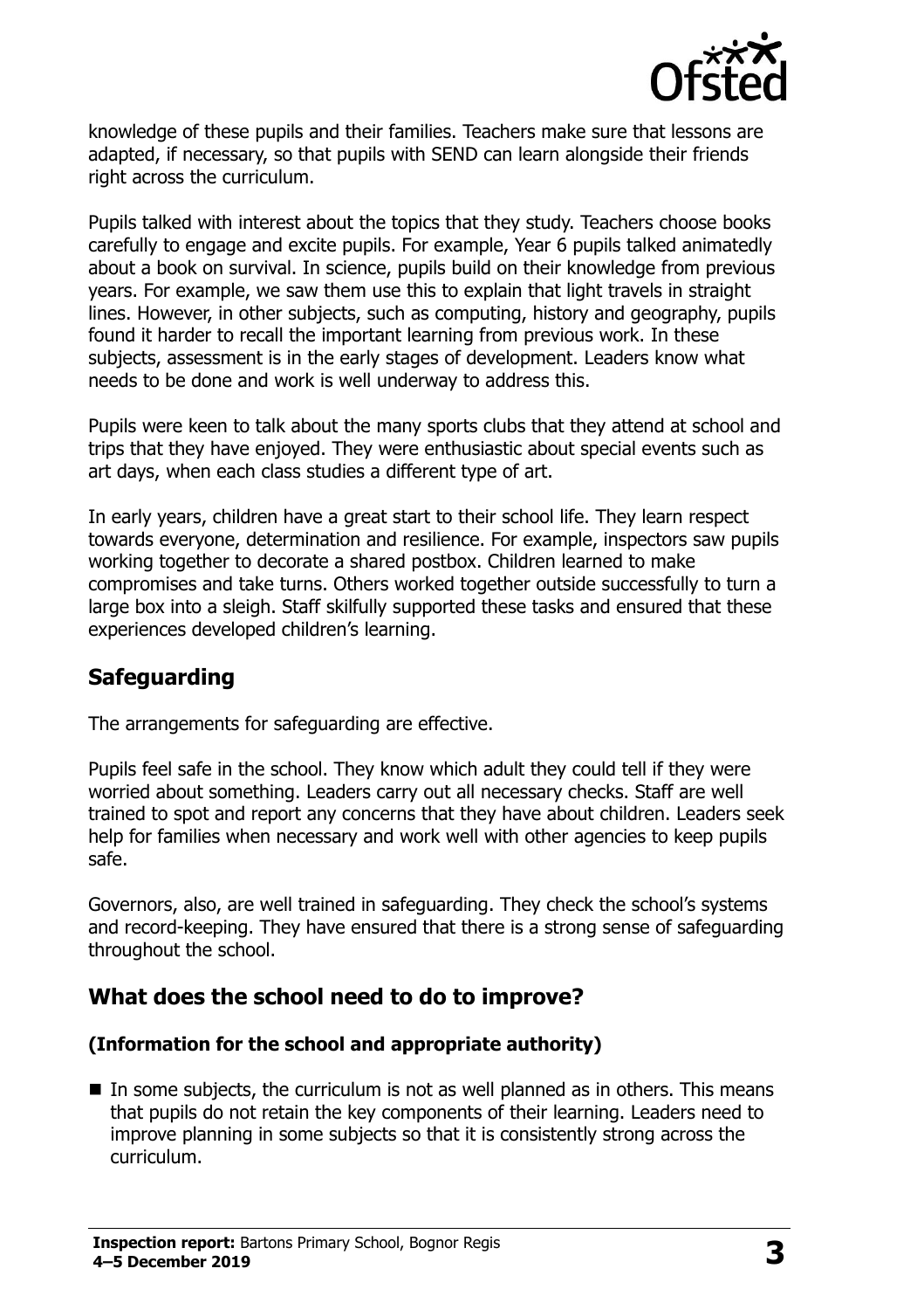knowledge of these pupils and their families. Teachers make sure that lessons are adapted, if necessary, so that pupils with SEND can learn alongside their friends right across the curriculum.

Pupils talked with interest about the topics that they study. Teachers choose books carefully to engage and excite pupils. For example, Year 6 pupils talked animatedly about a book on survival. In science, pupils build on their knowledge from previous years. For example, we saw them use this to explain that light travels in straight lines. However, in other subjects, such as computing, history and geography, pupils found it harder to recall the important learning from previous work. In these subjects, assessment is in the early stages of development. Leaders know what needs to be done and work is well underway to address this.

Pupils were keen to talk about the many sports clubs that they attend at school and trips that they have enjoyed. They were enthusiastic about special events such as art days, when each class studies a different type of art.

In early years, children have a great start to their school life. They learn respect towards everyone, determination and resilience. For example, inspectors saw pupils working together to decorate a shared postbox. Children learned to make compromises and take turns. Others worked together outside successfully to turn a large box into a sleigh. Staff skilfully supported these tasks and ensured that these experiences developed children's learning.

## Safeguarding

The arrangements for safeguarding are effective.

Pupils feel safe in the school. They know which adult they could tell if they were worried about something. Leaders carry out all necessary checks. Staff are well trained to spot and report any concerns that they have about children. Leaders seek help for families when necessary and work well with other agencies to keep pupils safe.

Governors, also, are well trained in safeguarding. They check the school's systems and record-keeping. They have ensured that there is a strong sense of safeguarding throughout the school.

## What does the school need to do to improve?

**(Information for the school and appropriate authority)**

- In some subjects, the curriculum is not as well planned as in others. This means that pupils do not retain the key components of their learning. Leaders need to improve planning in some subjects so that it is consistently strong across the curriculum.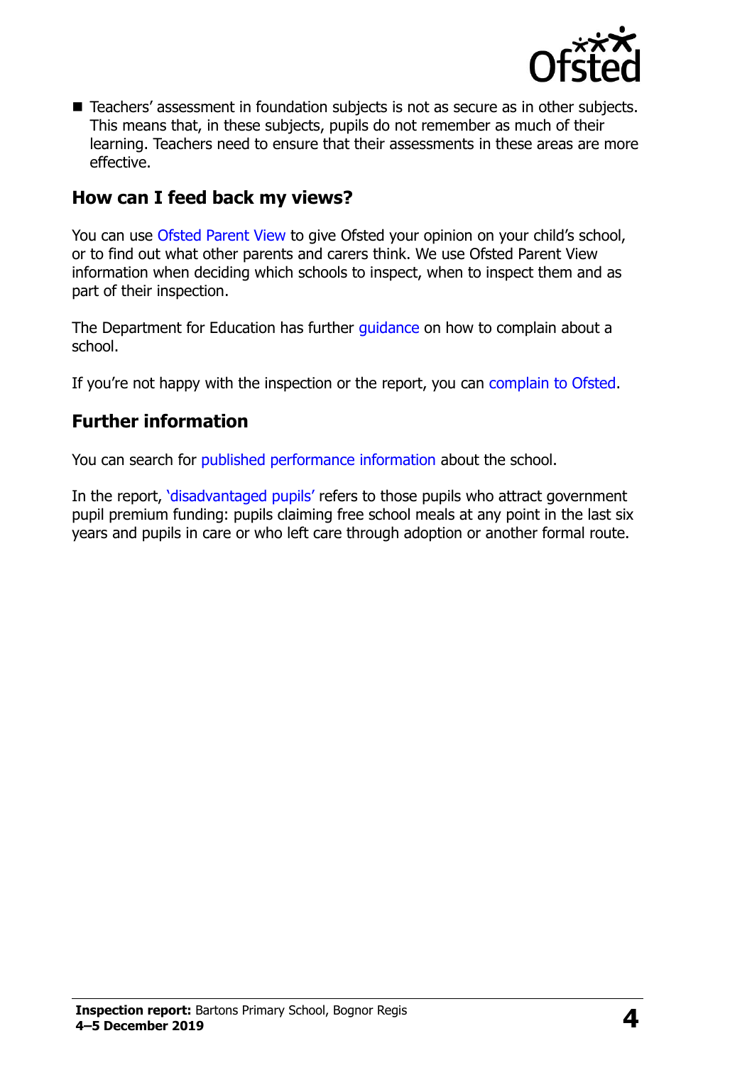- Teachers' assessment in foundation subjects is not as secure as in other subjects. This means that, in these subjects, pupils do not remember as much of their learning. Teachers need to ensure that their assessments in these areas are more effective.

## How can I feed back my views?

You can use Ofsted Parent View to give Ofsted your opinion on your child's school, or to find out what other parents and carers think. We use Ofsted Parent View information when deciding which schools to inspect, when to inspect them and as part of their inspection.

The Department for Education has further guidance on how to complain about a school.

If you're not happy with the inspection or the report, you can complain to Ofsted.

## Further information

You can search for published performance information about the school.

In the report, 'disadvantaged pupils' refers to those pupils who attract government pupil premium funding: pupils claiming free school meals at any point in the last six years and pupils in care or who left care through adoption or another formal route.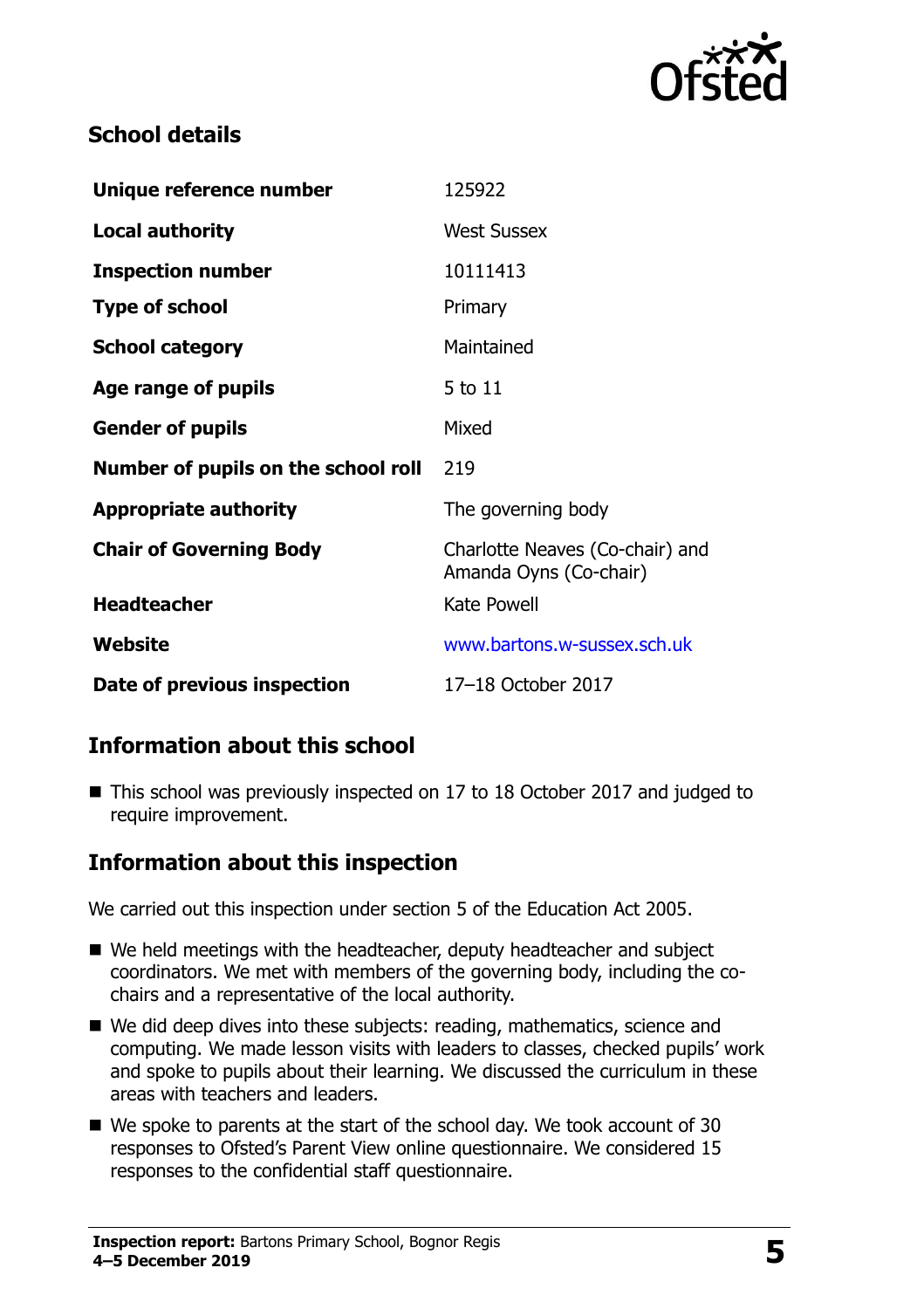## School details

| | |
|---|---|
| **Unique reference number** | 125922 |
| **Local authority** | West Sussex |
| **Inspection number** | 10111413 |
| **Type of school** | Primary |
| **School category** | Maintained |
| **Age range of pupils** | 5 to 11 |
| **Gender of pupils** | Mixed |
| **Number of pupils on the school roll** | 219 |
| **Appropriate authority** | The governing body |
| **Chair of Governing Body** | Charlotte Neaves (Co-chair) and Amanda Oyns (Co-chair) |
| **Headteacher** | Kate Powell |
| **Website** | www.bartons.w-sussex.sch.uk |
| **Date of previous inspection** | 17–18 October 2017 |

## Information about this school

- This school was previously inspected on 17 to 18 October 2017 and judged to require improvement.

## Information about this inspection

We carried out this inspection under section 5 of the Education Act 2005.

- We held meetings with the headteacher, deputy headteacher and subject coordinators. We met with members of the governing body, including the co-chairs and a representative of the local authority.
- We did deep dives into these subjects: reading, mathematics, science and computing. We made lesson visits with leaders to classes, checked pupils' work and spoke to pupils about their learning. We discussed the curriculum in these areas with teachers and leaders.
- We spoke to parents at the start of the school day. We took account of 30 responses to Ofsted's Parent View online questionnaire. We considered 15 responses to the confidential staff questionnaire.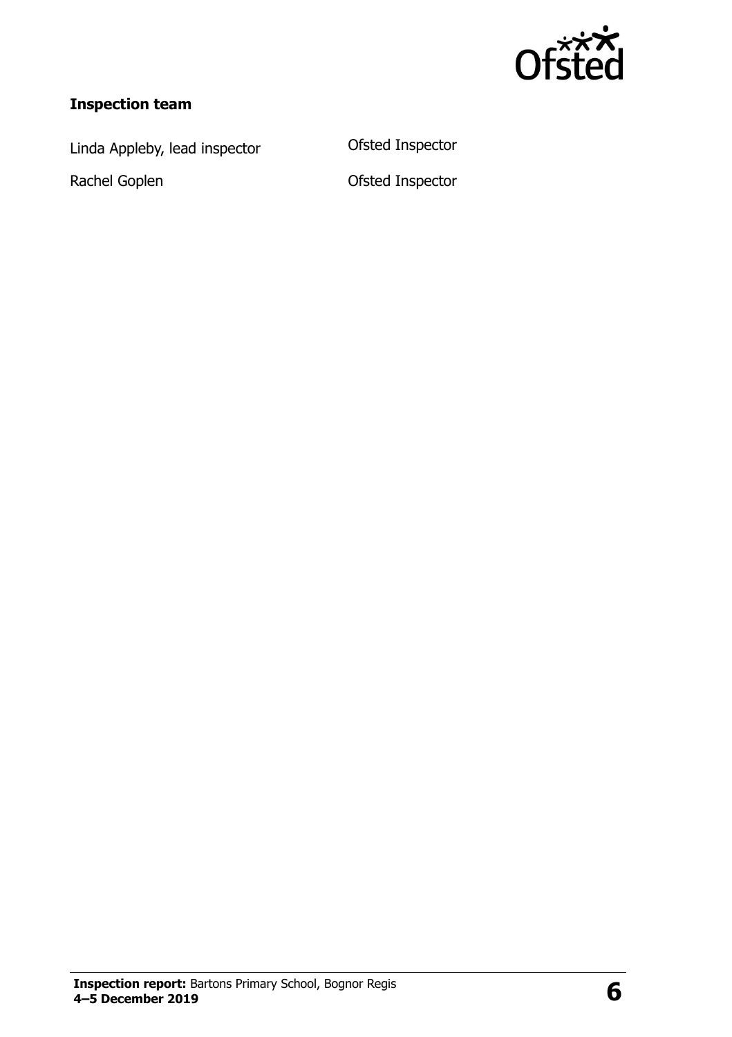**Inspection team**

| | |
|---|---|
| Linda Appleby, lead inspector | Ofsted Inspector |
| Rachel Goplen | Ofsted Inspector |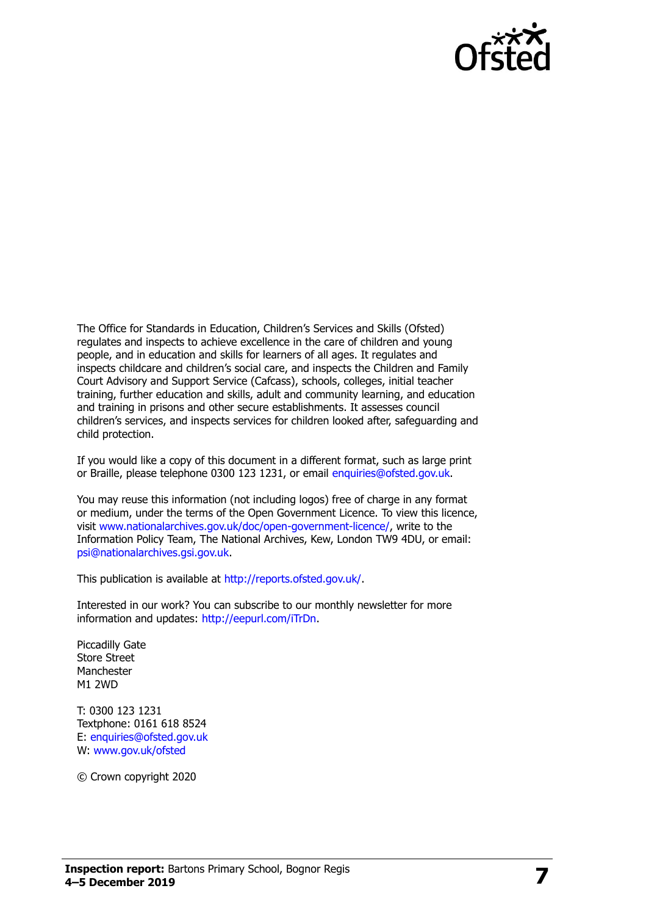The Office for Standards in Education, Children's Services and Skills (Ofsted) regulates and inspects to achieve excellence in the care of children and young people, and in education and skills for learners of all ages. It regulates and inspects childcare and children's social care, and inspects the Children and Family Court Advisory and Support Service (Cafcass), schools, colleges, initial teacher training, further education and skills, adult and community learning, and education and training in prisons and other secure establishments. It assesses council children's services, and inspects services for children looked after, safeguarding and child protection.

If you would like a copy of this document in a different format, such as large print or Braille, please telephone 0300 123 1231, or email enquiries@ofsted.gov.uk.

You may reuse this information (not including logos) free of charge in any format or medium, under the terms of the Open Government Licence. To view this licence, visit www.nationalarchives.gov.uk/doc/open-government-licence/, write to the Information Policy Team, The National Archives, Kew, London TW9 4DU, or email: psi@nationalarchives.gsi.gov.uk.

This publication is available at http://reports.ofsted.gov.uk/.

Interested in our work? You can subscribe to our monthly newsletter for more information and updates: http://eepurl.com/iTrDn.

Piccadilly Gate
Store Street
Manchester
M1 2WD

T: 0300 123 1231
Textphone: 0161 618 8524
E: enquiries@ofsted.gov.uk
W: www.gov.uk/ofsted

© Crown copyright 2020